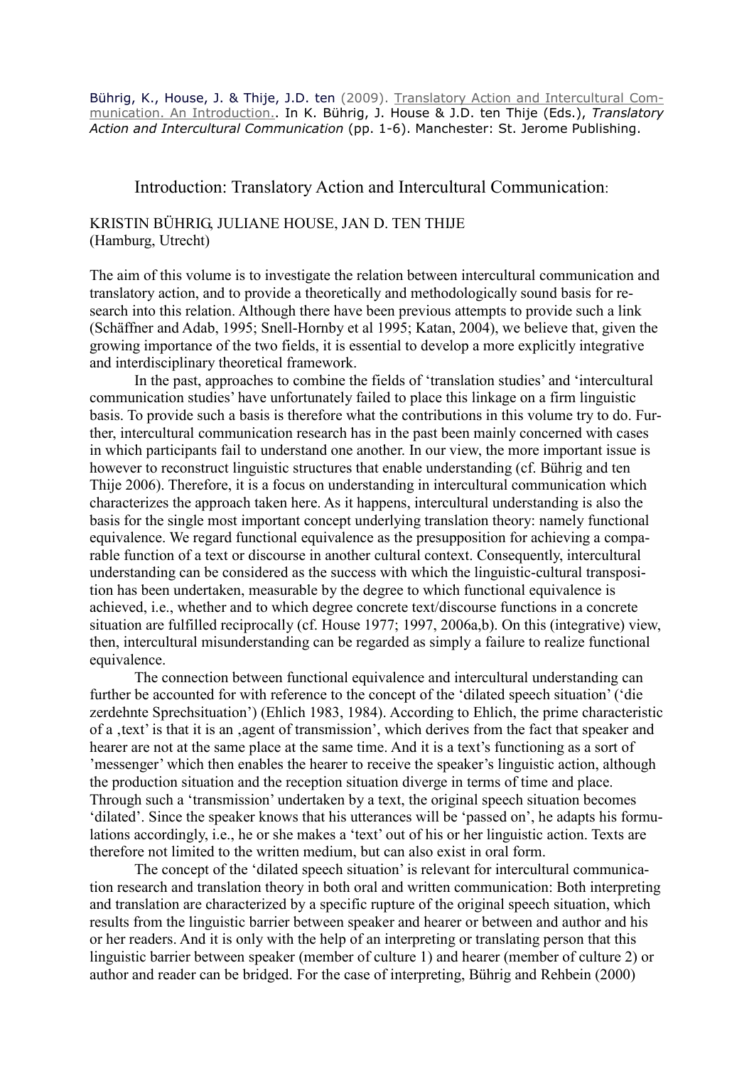Bührig, K., House, J. & Thije, J.D. ten (2009). Translatory Action and Intercultural Communication. An Introduction.. In K. Bührig, J. House & J.D. ten Thije (Eds.), *Translatory Action and Intercultural Communication* (pp. 1-6). Manchester: St. Jerome Publishing.

# Introduction: Translatory Action and Intercultural Communication:

KRISTIN BÜHRIG, JULIANE HOUSE, JAN D. TEN THIJE
(Hamburg, Utrecht)

The aim of this volume is to investigate the relation between intercultural communication and translatory action, and to provide a theoretically and methodologically sound basis for research into this relation. Although there have been previous attempts to provide such a link (Schäffner and Adab, 1995; Snell-Hornby et al 1995; Katan, 2004), we believe that, given the growing importance of the two fields, it is essential to develop a more explicitly integrative and interdisciplinary theoretical framework.

In the past, approaches to combine the fields of 'translation studies' and 'intercultural communication studies' have unfortunately failed to place this linkage on a firm linguistic basis. To provide such a basis is therefore what the contributions in this volume try to do. Further, intercultural communication research has in the past been mainly concerned with cases in which participants fail to understand one another. In our view, the more important issue is however to reconstruct linguistic structures that enable understanding (cf. Bührig and ten Thije 2006). Therefore, it is a focus on understanding in intercultural communication which characterizes the approach taken here. As it happens, intercultural understanding is also the basis for the single most important concept underlying translation theory: namely functional equivalence. We regard functional equivalence as the presupposition for achieving a comparable function of a text or discourse in another cultural context. Consequently, intercultural understanding can be considered as the success with which the linguistic-cultural transposition has been undertaken, measurable by the degree to which functional equivalence is achieved, i.e., whether and to which degree concrete text/discourse functions in a concrete situation are fulfilled reciprocally (cf. House 1977; 1997, 2006a,b). On this (integrative) view, then, intercultural misunderstanding can be regarded as simply a failure to realize functional equivalence.

The connection between functional equivalence and intercultural understanding can further be accounted for with reference to the concept of the 'dilated speech situation' ('die zerdehnte Sprechsituation') (Ehlich 1983, 1984). According to Ehlich, the prime characteristic of a ‚text' is that it is an ‚agent of transmission', which derives from the fact that speaker and hearer are not at the same place at the same time. And it is a text's functioning as a sort of 'messenger' which then enables the hearer to receive the speaker's linguistic action, although the production situation and the reception situation diverge in terms of time and place. Through such a 'transmission' undertaken by a text, the original speech situation becomes 'dilated'. Since the speaker knows that his utterances will be 'passed on', he adapts his formulations accordingly, i.e., he or she makes a 'text' out of his or her linguistic action. Texts are therefore not limited to the written medium, but can also exist in oral form.

The concept of the 'dilated speech situation' is relevant for intercultural communication research and translation theory in both oral and written communication: Both interpreting and translation are characterized by a specific rupture of the original speech situation, which results from the linguistic barrier between speaker and hearer or between and author and his or her readers. And it is only with the help of an interpreting or translating person that this linguistic barrier between speaker (member of culture 1) and hearer (member of culture 2) or author and reader can be bridged. For the case of interpreting, Bührig and Rehbein (2000)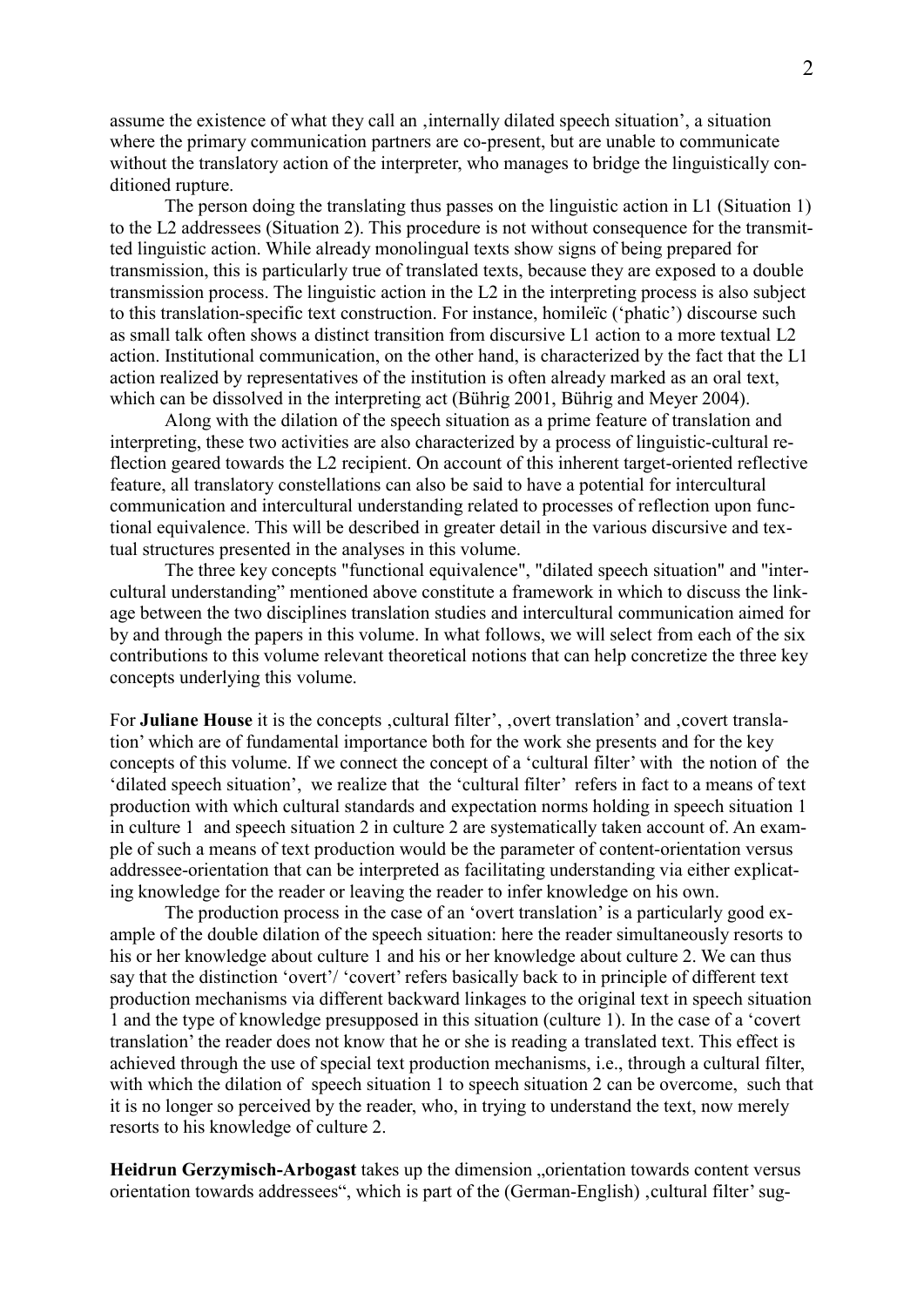assume the existence of what they call an ‚internally dilated speech situation', a situation where the primary communication partners are co-present, but are unable to communicate without the translatory action of the interpreter, who manages to bridge the linguistically conditioned rupture.

The person doing the translating thus passes on the linguistic action in L1 (Situation 1) to the L2 addressees (Situation 2). This procedure is not without consequence for the transmitted linguistic action. While already monolingual texts show signs of being prepared for transmission, this is particularly true of translated texts, because they are exposed to a double transmission process. The linguistic action in the L2 in the interpreting process is also subject to this translation-specific text construction. For instance, homileïc ('phatic') discourse such as small talk often shows a distinct transition from discursive L1 action to a more textual L2 action. Institutional communication, on the other hand, is characterized by the fact that the L1 action realized by representatives of the institution is often already marked as an oral text, which can be dissolved in the interpreting act (Bührig 2001, Bührig and Meyer 2004).

Along with the dilation of the speech situation as a prime feature of translation and interpreting, these two activities are also characterized by a process of linguistic-cultural reflection geared towards the L2 recipient. On account of this inherent target-oriented reflective feature, all translatory constellations can also be said to have a potential for intercultural communication and intercultural understanding related to processes of reflection upon functional equivalence. This will be described in greater detail in the various discursive and textual structures presented in the analyses in this volume.

The three key concepts "functional equivalence", "dilated speech situation" and "intercultural understanding" mentioned above constitute a framework in which to discuss the linkage between the two disciplines translation studies and intercultural communication aimed for by and through the papers in this volume. In what follows, we will select from each of the six contributions to this volume relevant theoretical notions that can help concretize the three key concepts underlying this volume.

For **Juliane House** it is the concepts ‚cultural filter', ‚overt translation' and ‚covert translation' which are of fundamental importance both for the work she presents and for the key concepts of this volume. If we connect the concept of a 'cultural filter' with the notion of the 'dilated speech situation', we realize that the 'cultural filter' refers in fact to a means of text production with which cultural standards and expectation norms holding in speech situation 1 in culture 1 and speech situation 2 in culture 2 are systematically taken account of. An example of such a means of text production would be the parameter of content-orientation versus addressee-orientation that can be interpreted as facilitating understanding via either explicating knowledge for the reader or leaving the reader to infer knowledge on his own.

The production process in the case of an 'overt translation' is a particularly good example of the double dilation of the speech situation: here the reader simultaneously resorts to his or her knowledge about culture 1 and his or her knowledge about culture 2. We can thus say that the distinction 'overt'/ 'covert' refers basically back to in principle of different text production mechanisms via different backward linkages to the original text in speech situation 1 and the type of knowledge presupposed in this situation (culture 1). In the case of a 'covert translation' the reader does not know that he or she is reading a translated text. This effect is achieved through the use of special text production mechanisms, i.e., through a cultural filter, with which the dilation of speech situation 1 to speech situation 2 can be overcome, such that it is no longer so perceived by the reader, who, in trying to understand the text, now merely resorts to his knowledge of culture 2.

**Heidrun Gerzymisch-Arbogast** takes up the dimension „orientation towards content versus orientation towards addressees", which is part of the (German-English) ‚cultural filter' sug-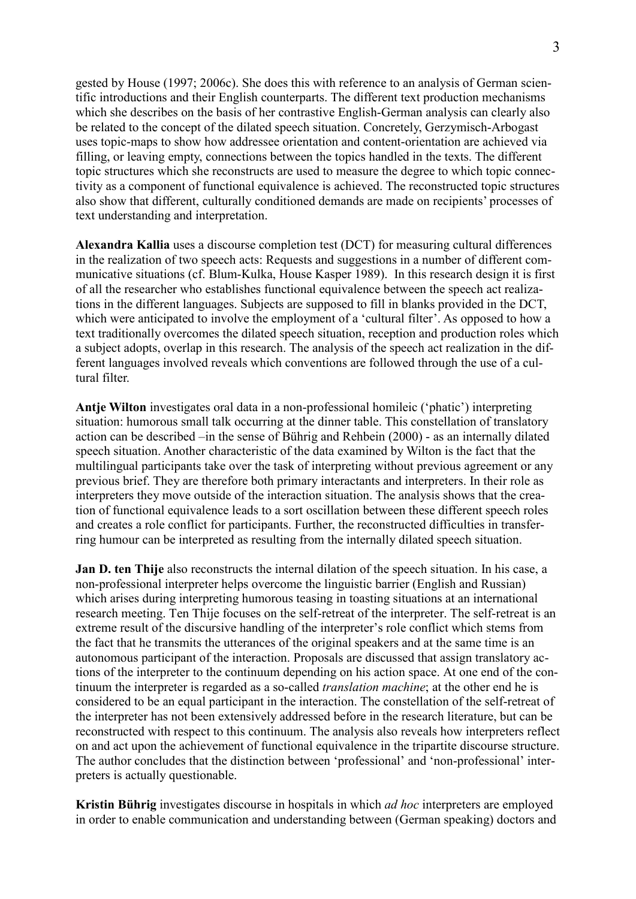gested by House (1997; 2006c). She does this with reference to an analysis of German scientific introductions and their English counterparts. The different text production mechanisms which she describes on the basis of her contrastive English-German analysis can clearly also be related to the concept of the dilated speech situation. Concretely, Gerzymisch-Arbogast uses topic-maps to show how addressee orientation and content-orientation are achieved via filling, or leaving empty, connections between the topics handled in the texts. The different topic structures which she reconstructs are used to measure the degree to which topic connectivity as a component of functional equivalence is achieved. The reconstructed topic structures also show that different, culturally conditioned demands are made on recipients' processes of text understanding and interpretation.

**Alexandra Kallia** uses a discourse completion test (DCT) for measuring cultural differences in the realization of two speech acts: Requests and suggestions in a number of different communicative situations (cf. Blum-Kulka, House Kasper 1989). In this research design it is first of all the researcher who establishes functional equivalence between the speech act realizations in the different languages. Subjects are supposed to fill in blanks provided in the DCT, which were anticipated to involve the employment of a 'cultural filter'. As opposed to how a text traditionally overcomes the dilated speech situation, reception and production roles which a subject adopts, overlap in this research. The analysis of the speech act realization in the different languages involved reveals which conventions are followed through the use of a cultural filter.

**Antje Wilton** investigates oral data in a non-professional homileic ('phatic') interpreting situation: humorous small talk occurring at the dinner table. This constellation of translatory action can be described –in the sense of Bührig and Rehbein (2000) - as an internally dilated speech situation. Another characteristic of the data examined by Wilton is the fact that the multilingual participants take over the task of interpreting without previous agreement or any previous brief. They are therefore both primary interactants and interpreters. In their role as interpreters they move outside of the interaction situation. The analysis shows that the creation of functional equivalence leads to a sort oscillation between these different speech roles and creates a role conflict for participants. Further, the reconstructed difficulties in transferring humour can be interpreted as resulting from the internally dilated speech situation.

**Jan D. ten Thije** also reconstructs the internal dilation of the speech situation. In his case, a non-professional interpreter helps overcome the linguistic barrier (English and Russian) which arises during interpreting humorous teasing in toasting situations at an international research meeting. Ten Thije focuses on the self-retreat of the interpreter. The self-retreat is an extreme result of the discursive handling of the interpreter's role conflict which stems from the fact that he transmits the utterances of the original speakers and at the same time is an autonomous participant of the interaction. Proposals are discussed that assign translatory actions of the interpreter to the continuum depending on his action space. At one end of the continuum the interpreter is regarded as a so-called *translation machine*; at the other end he is considered to be an equal participant in the interaction. The constellation of the self-retreat of the interpreter has not been extensively addressed before in the research literature, but can be reconstructed with respect to this continuum. The analysis also reveals how interpreters reflect on and act upon the achievement of functional equivalence in the tripartite discourse structure. The author concludes that the distinction between 'professional' and 'non-professional' interpreters is actually questionable.

**Kristin Bührig** investigates discourse in hospitals in which *ad hoc* interpreters are employed in order to enable communication and understanding between (German speaking) doctors and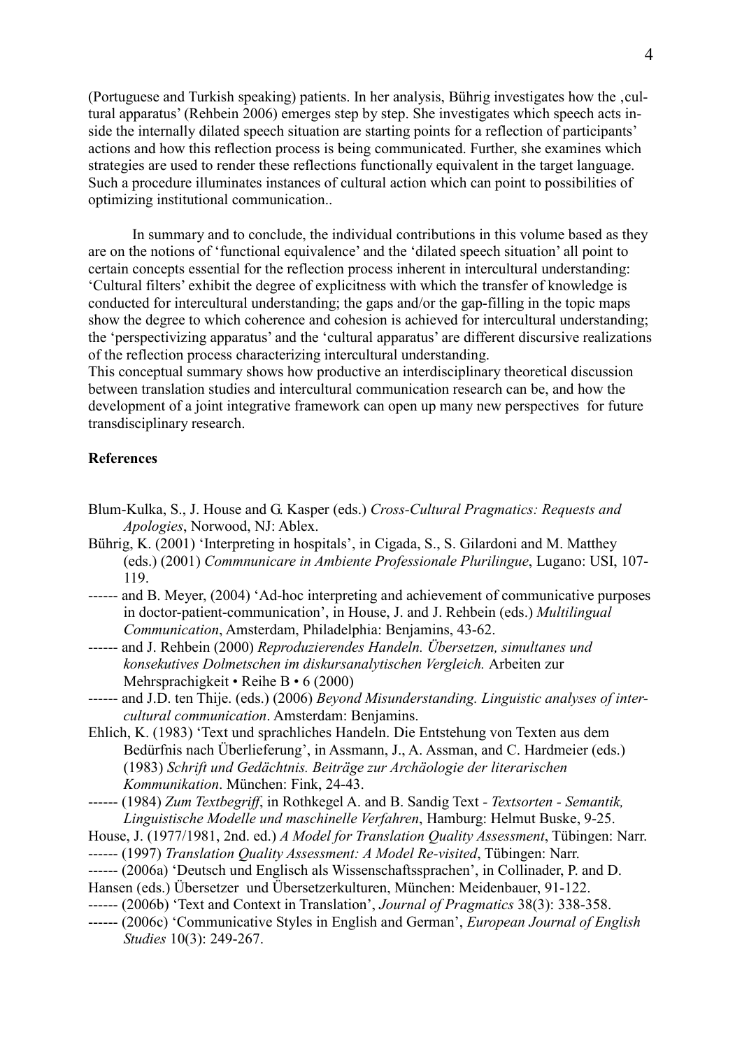(Portuguese and Turkish speaking) patients. In her analysis, Bührig investigates how the ‚cultural apparatus' (Rehbein 2006) emerges step by step. She investigates which speech acts inside the internally dilated speech situation are starting points for a reflection of participants' actions and how this reflection process is being communicated. Further, she examines which strategies are used to render these reflections functionally equivalent in the target language. Such a procedure illuminates instances of cultural action which can point to possibilities of optimizing institutional communication..

In summary and to conclude, the individual contributions in this volume based as they are on the notions of 'functional equivalence' and the 'dilated speech situation' all point to certain concepts essential for the reflection process inherent in intercultural understanding: 'Cultural filters' exhibit the degree of explicitness with which the transfer of knowledge is conducted for intercultural understanding; the gaps and/or the gap-filling in the topic maps show the degree to which coherence and cohesion is achieved for intercultural understanding; the 'perspectivizing apparatus' and the 'cultural apparatus' are different discursive realizations of the reflection process characterizing intercultural understanding.
This conceptual summary shows how productive an interdisciplinary theoretical discussion between translation studies and intercultural communication research can be, and how the development of a joint integrative framework can open up many new perspectives for future transdisciplinary research.

**References**

Blum-Kulka, S., J. House and G. Kasper (eds.) *Cross-Cultural Pragmatics: Requests and Apologies*, Norwood, NJ: Ablex.

Bührig, K. (2001) 'Interpreting in hospitals', in Cigada, S., S. Gilardoni and M. Matthey (eds.) (2001) *Commnunicare in Ambiente Professionale Plurilingue*, Lugano: USI, 107-119.

------ and B. Meyer, (2004) 'Ad-hoc interpreting and achievement of communicative purposes in doctor-patient-communication', in House, J. and J. Rehbein (eds.) *Multilingual Communication*, Amsterdam, Philadelphia: Benjamins, 43-62.

------ and J. Rehbein (2000) *Reproduzierendes Handeln. Übersetzen, simultanes und konsekutives Dolmetschen im diskursanalytischen Vergleich.* Arbeiten zur Mehrsprachigkeit • Reihe B • 6 (2000)

------ and J.D. ten Thije. (eds.) (2006) *Beyond Misunderstanding. Linguistic analyses of intercultural communication*. Amsterdam: Benjamins.

Ehlich, K. (1983) 'Text und sprachliches Handeln. Die Entstehung von Texten aus dem Bedürfnis nach Überlieferung', in Assmann, J., A. Assman, and C. Hardmeier (eds.) (1983) *Schrift und Gedächtnis. Beiträge zur Archäologie der literarischen Kommunikation*. München: Fink, 24-43.

------ (1984) *Zum Textbegriff*, in Rothkegel A. and B. Sandig Text - *Textsorten - Semantik, Linguistische Modelle und maschinelle Verfahren*, Hamburg: Helmut Buske, 9-25.

House, J. (1977/1981, 2nd. ed.) *A Model for Translation Quality Assessment*, Tübingen: Narr.

------ (1997) *Translation Quality Assessment: A Model Re-visited*, Tübingen: Narr.

------ (2006a) 'Deutsch und Englisch als Wissenschaftssprachen', in Collinader, P. and D. Hansen (eds.) Übersetzer und Übersetzerkulturen, München: Meidenbauer, 91-122.

------ (2006b) 'Text and Context in Translation', *Journal of Pragmatics* 38(3): 338-358.

------ (2006c) 'Communicative Styles in English and German', *European Journal of English Studies* 10(3): 249-267.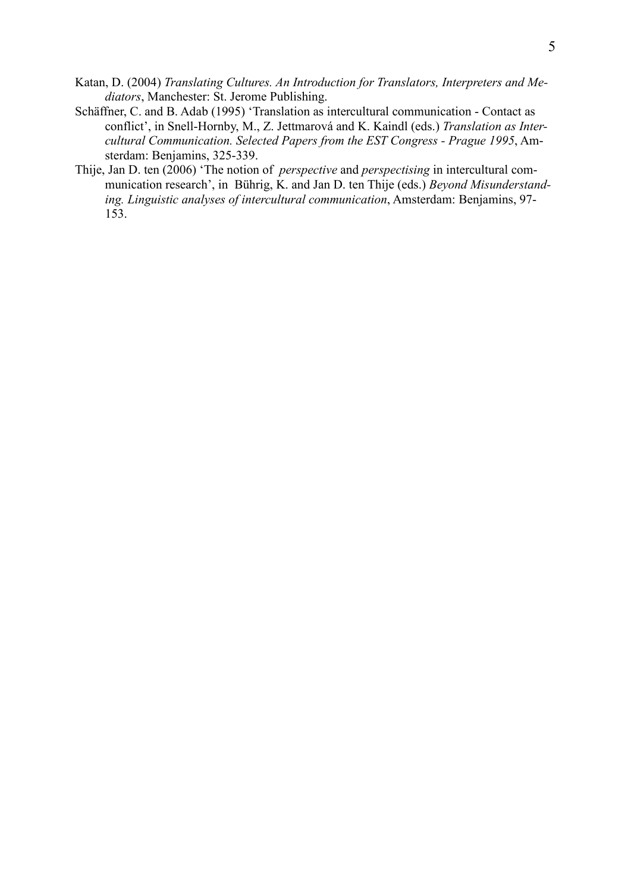Katan, D. (2004) *Translating Cultures. An Introduction for Translators, Interpreters and Mediators*, Manchester: St. Jerome Publishing.

Schäffner, C. and B. Adab (1995) 'Translation as intercultural communication - Contact as conflict', in Snell-Hornby, M., Z. Jettmarová and K. Kaindl (eds.) *Translation as Intercultural Communication. Selected Papers from the EST Congress - Prague 1995*, Amsterdam: Benjamins, 325-339.

Thije, Jan D. ten (2006) 'The notion of *perspective* and *perspectising* in intercultural communication research', in Bührig, K. and Jan D. ten Thije (eds.) *Beyond Misunderstanding. Linguistic analyses of intercultural communication*, Amsterdam: Benjamins, 97-153.